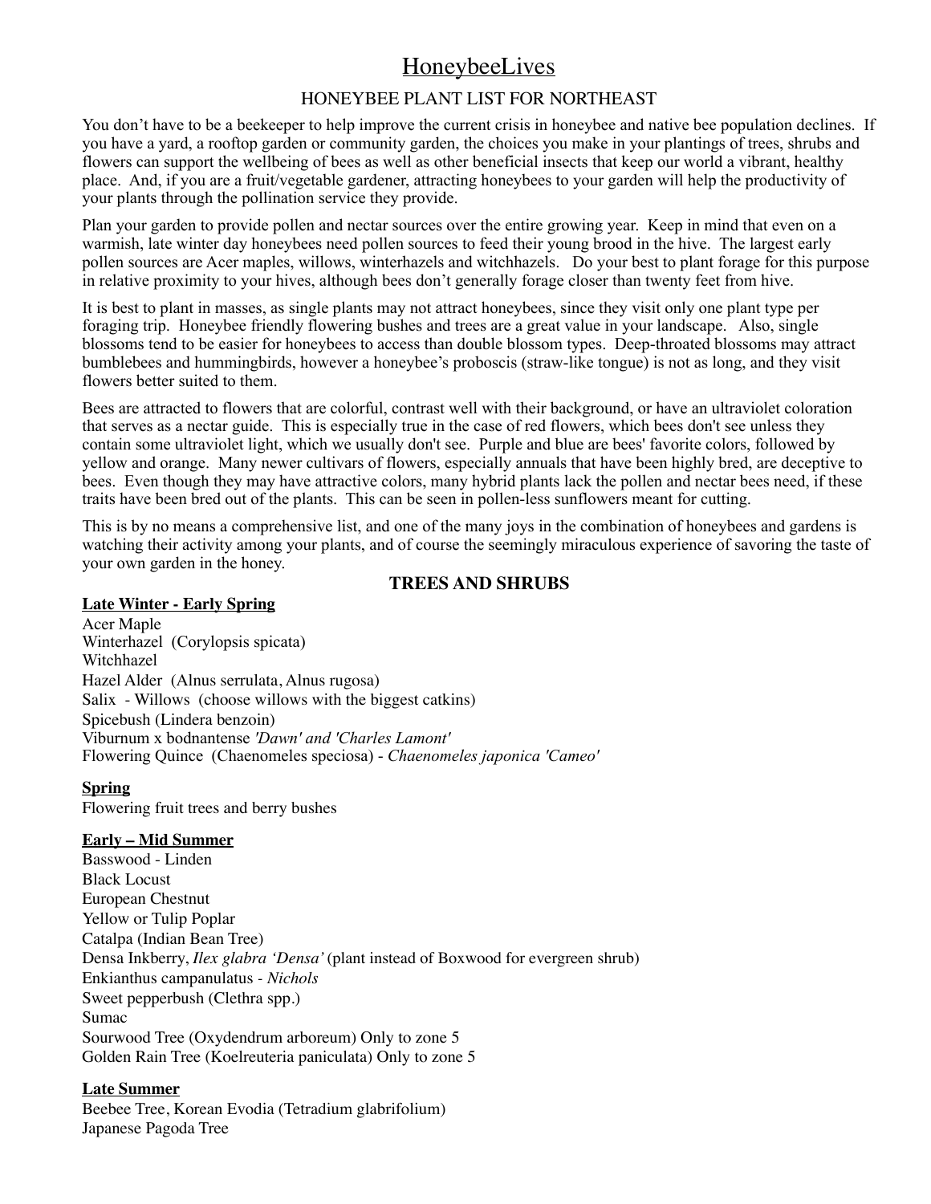# HoneybeeLives

## HONEYBEE PLANT LIST FOR NORTHEAST

You don't have to be a beekeeper to help improve the current crisis in honeybee and native bee population declines. If you have a yard, a rooftop garden or community garden, the choices you make in your plantings of trees, shrubs and flowers can support the wellbeing of bees as well as other beneficial insects that keep our world a vibrant, healthy place. And, if you are a fruit/vegetable gardener, attracting honeybees to your garden will help the productivity of your plants through the pollination service they provide.

Plan your garden to provide pollen and nectar sources over the entire growing year. Keep in mind that even on a warmish, late winter day honeybees need pollen sources to feed their young brood in the hive. The largest early pollen sources are Acer maples, willows, winterhazels and witchhazels. Do your best to plant forage for this purpose in relative proximity to your hives, although bees don't generally forage closer than twenty feet from hive.

It is best to plant in masses, as single plants may not attract honeybees, since they visit only one plant type per foraging trip. Honeybee friendly flowering bushes and trees are a great value in your landscape. Also, single blossoms tend to be easier for honeybees to access than double blossom types. Deep-throated blossoms may attract bumblebees and hummingbirds, however a honeybee's proboscis (straw-like tongue) is not as long, and they visit flowers better suited to them.

Bees are attracted to flowers that are colorful, contrast well with their background, or have an ultraviolet coloration that serves as a nectar guide. This is especially true in the case of red flowers, which bees don't see unless they contain some ultraviolet light, which we usually don't see. Purple and blue are bees' favorite colors, followed by yellow and orange. Many newer cultivars of flowers, especially annuals that have been highly bred, are deceptive to bees. Even though they may have attractive colors, many hybrid plants lack the pollen and nectar bees need, if these traits have been bred out of the plants. This can be seen in pollen-less sunflowers meant for cutting.

This is by no means a comprehensive list, and one of the many joys in the combination of honeybees and gardens is watching their activity among your plants, and of course the seemingly miraculous experience of savoring the taste of your own garden in the honey.

### TREES AND SHRUBS

**Late Winter - Early Spring**

Acer Maple
Winterhazel (Corylopsis spicata)
Witchhazel
Hazel Alder (Alnus serrulata, Alnus rugosa)
Salix - Willows (choose willows with the biggest catkins)
Spicebush (Lindera benzoin)
Viburnum x bodnantense *'Dawn' and 'Charles Lamont'*
Flowering Quince (Chaenomeles speciosa) - *Chaenomeles japonica 'Cameo'*

**Spring**

Flowering fruit trees and berry bushes

**Early – Mid Summer**

Basswood - Linden
Black Locust
European Chestnut
Yellow or Tulip Poplar
Catalpa (Indian Bean Tree)
Densa Inkberry, *Ilex glabra 'Densa'* (plant instead of Boxwood for evergreen shrub)
Enkianthus campanulatus - *Nichols*
Sweet pepperbush (Clethra spp.)
Sumac
Sourwood Tree (Oxydendrum arboreum) Only to zone 5
Golden Rain Tree (Koelreuteria paniculata) Only to zone 5

**Late Summer**

Beebee Tree, Korean Evodia (Tetradium glabrifolium)
Japanese Pagoda Tree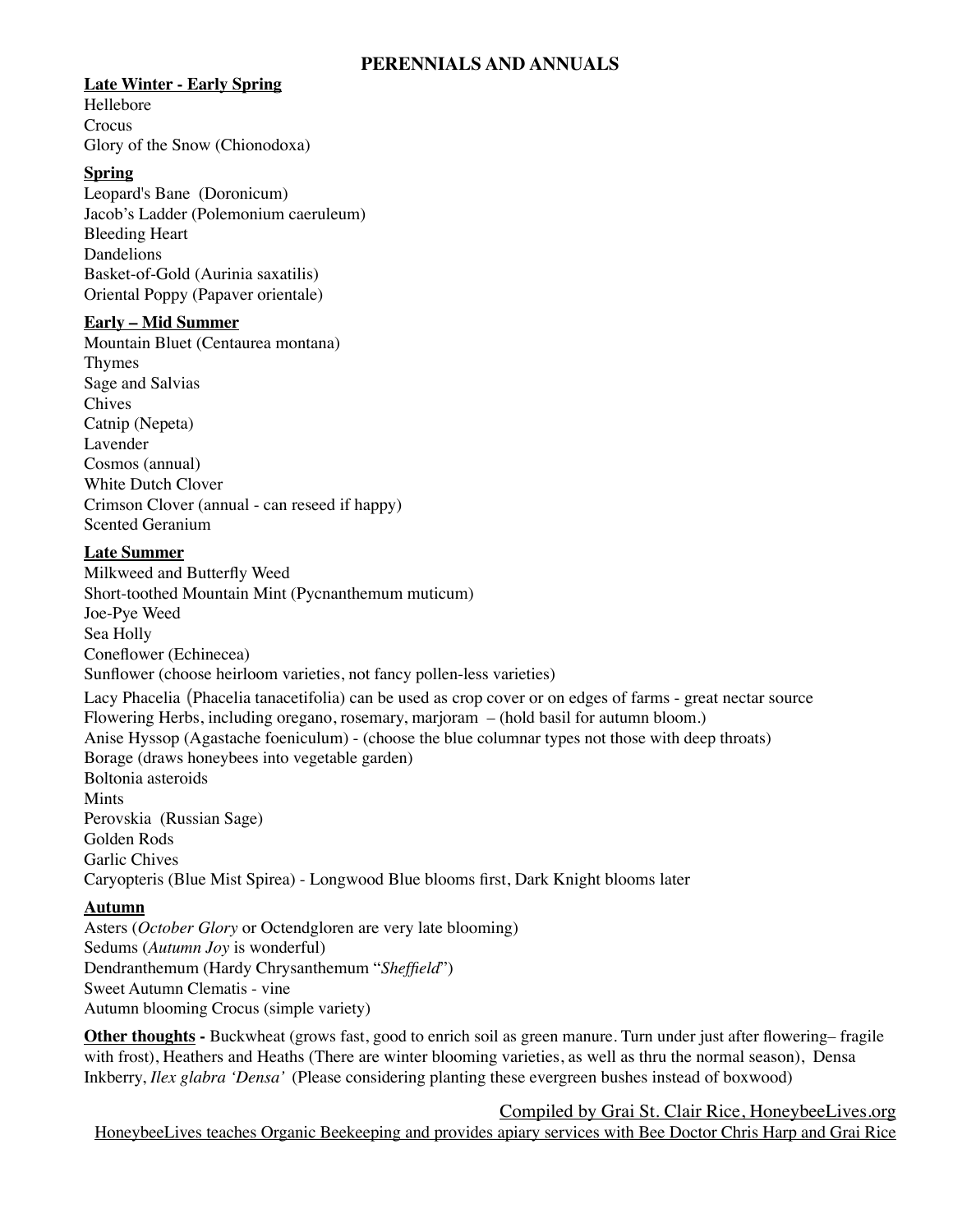# PERENNIALS AND ANNUALS

**Late Winter - Early Spring**

Hellebore
Crocus
Glory of the Snow (Chionodoxa)

**Spring**

Leopard's Bane (Doronicum)
Jacob's Ladder (Polemonium caeruleum)
Bleeding Heart
Dandelions
Basket-of-Gold (Aurinia saxatilis)
Oriental Poppy (Papaver orientale)

**Early – Mid Summer**

Mountain Bluet (Centaurea montana)
Thymes
Sage and Salvias
Chives
Catnip (Nepeta)
Lavender
Cosmos (annual)
White Dutch Clover
Crimson Clover (annual - can reseed if happy)
Scented Geranium

**Late Summer**

Milkweed and Butterfly Weed
Short-toothed Mountain Mint (Pycnanthemum muticum)
Joe-Pye Weed
Sea Holly
Coneflower (Echinecea)
Sunflower (choose heirloom varieties, not fancy pollen-less varieties)
Lacy Phacelia (Phacelia tanacetifolia) can be used as crop cover or on edges of farms - great nectar source
Flowering Herbs, including oregano, rosemary, marjoram – (hold basil for autumn bloom.)
Anise Hyssop (Agastache foeniculum) - (choose the blue columnar types not those with deep throats)
Borage (draws honeybees into vegetable garden)
Boltonia asteroids
Mints
Perovskia (Russian Sage)
Golden Rods
Garlic Chives
Caryopteris (Blue Mist Spirea) - Longwood Blue blooms first, Dark Knight blooms later

**Autumn**

Asters (*October Glory* or Octendgloren are very late blooming)
Sedums (*Autumn Joy* is wonderful)
Dendranthemum (Hardy Chrysanthemum "*Sheffield*")
Sweet Autumn Clematis - vine
Autumn blooming Crocus (simple variety)

**Other thoughts -** Buckwheat (grows fast, good to enrich soil as green manure. Turn under just after flowering– fragile with frost), Heathers and Heaths (There are winter blooming varieties, as well as thru the normal season), Densa Inkberry, *Ilex glabra 'Densa'* (Please considering planting these evergreen bushes instead of boxwood)

Compiled by Grai St. Clair Rice, HoneybeeLives.org
HoneybeeLives teaches Organic Beekeeping and provides apiary services with Bee Doctor Chris Harp and Grai Rice